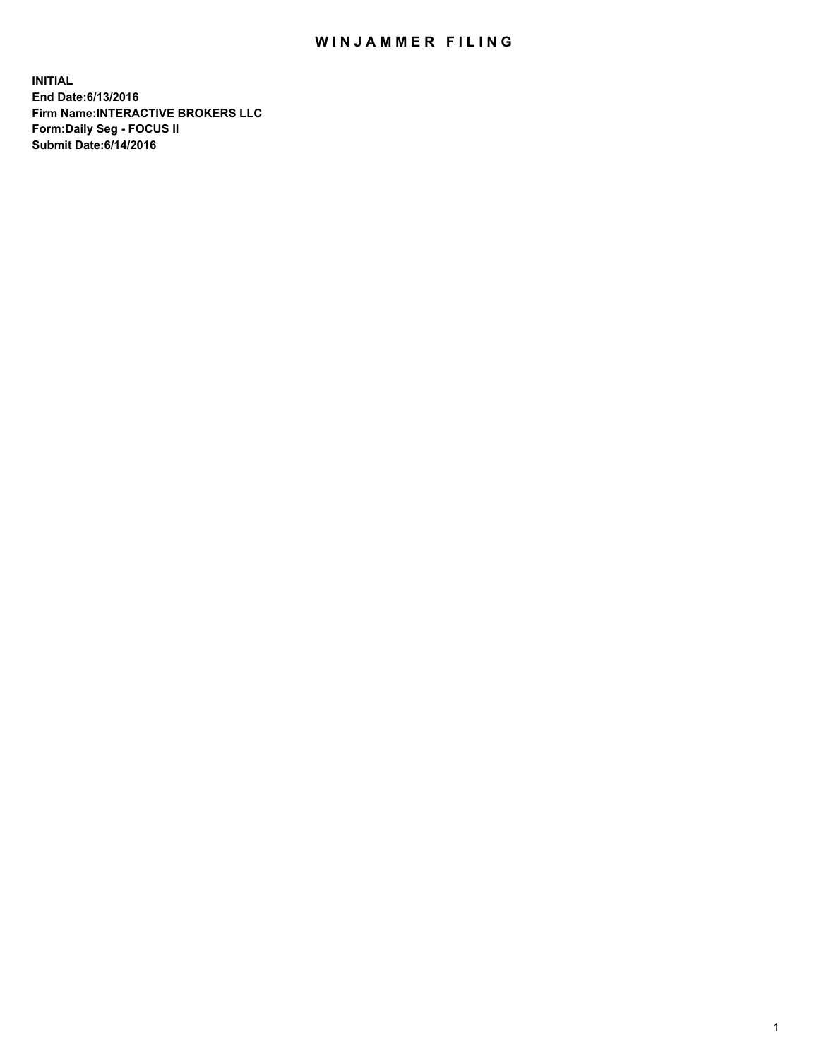# WINJAMMER FILING

**INITIAL**
**End Date:6/13/2016**
**Firm Name:INTERACTIVE BROKERS LLC**
**Form:Daily Seg - FOCUS II**
**Submit Date:6/14/2016**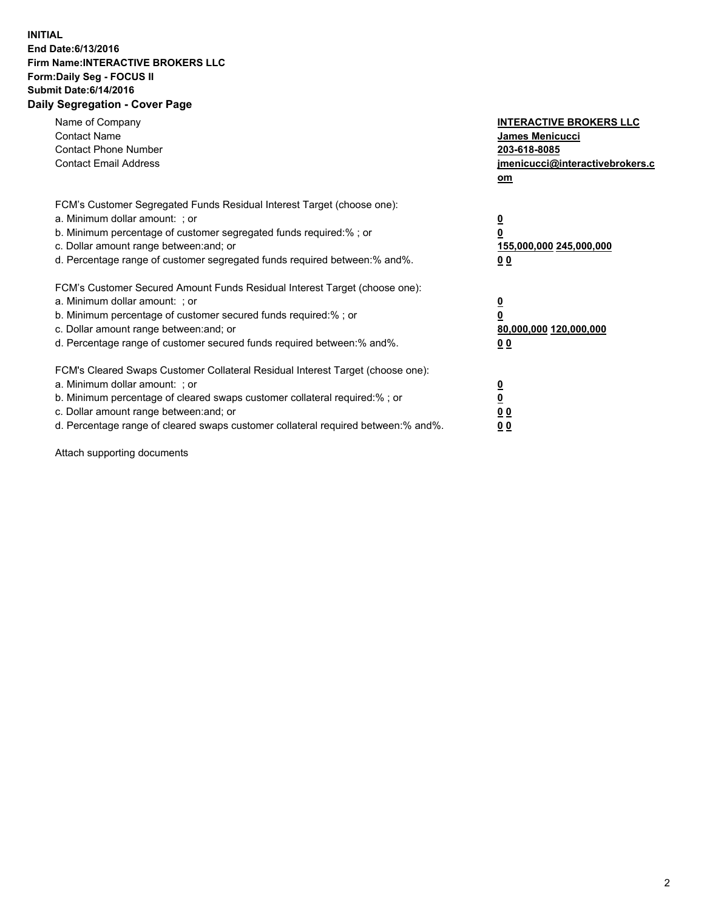**INITIAL**
**End Date:6/13/2016**
**Firm Name:INTERACTIVE BROKERS LLC**
**Form:Daily Seg - FOCUS II**
**Submit Date:6/14/2016**

# Daily Segregation - Cover Page

| | |
|---|---|
| Name of Company | **INTERACTIVE BROKERS LLC** |
| Contact Name | **James Menicucci** |
| Contact Phone Number | **203-618-8085** |
| Contact Email Address | **jmenicucci@interactivebrokers.com** |

FCM's Customer Segregated Funds Residual Interest Target (choose one):

| | |
|---|---|
| a. Minimum dollar amount: ; or | **0** |
| b. Minimum percentage of customer segregated funds required:% ; or | **0** |
| c. Dollar amount range between:and; or | **155,000,000 245,000,000** |
| d. Percentage range of customer segregated funds required between:% and%. | **0 0** |

FCM's Customer Secured Amount Funds Residual Interest Target (choose one):

| | |
|---|---|
| a. Minimum dollar amount: ; or | **0** |
| b. Minimum percentage of customer secured funds required:% ; or | **0** |
| c. Dollar amount range between:and; or | **80,000,000 120,000,000** |
| d. Percentage range of customer secured funds required between:% and%. | **0 0** |

FCM's Cleared Swaps Customer Collateral Residual Interest Target (choose one):

| | |
|---|---|
| a. Minimum dollar amount: ; or | **0** |
| b. Minimum percentage of cleared swaps customer collateral required:% ; or | **0** |
| c. Dollar amount range between:and; or | **0 0** |
| d. Percentage range of cleared swaps customer collateral required between:% and%. | **0 0** |

Attach supporting documents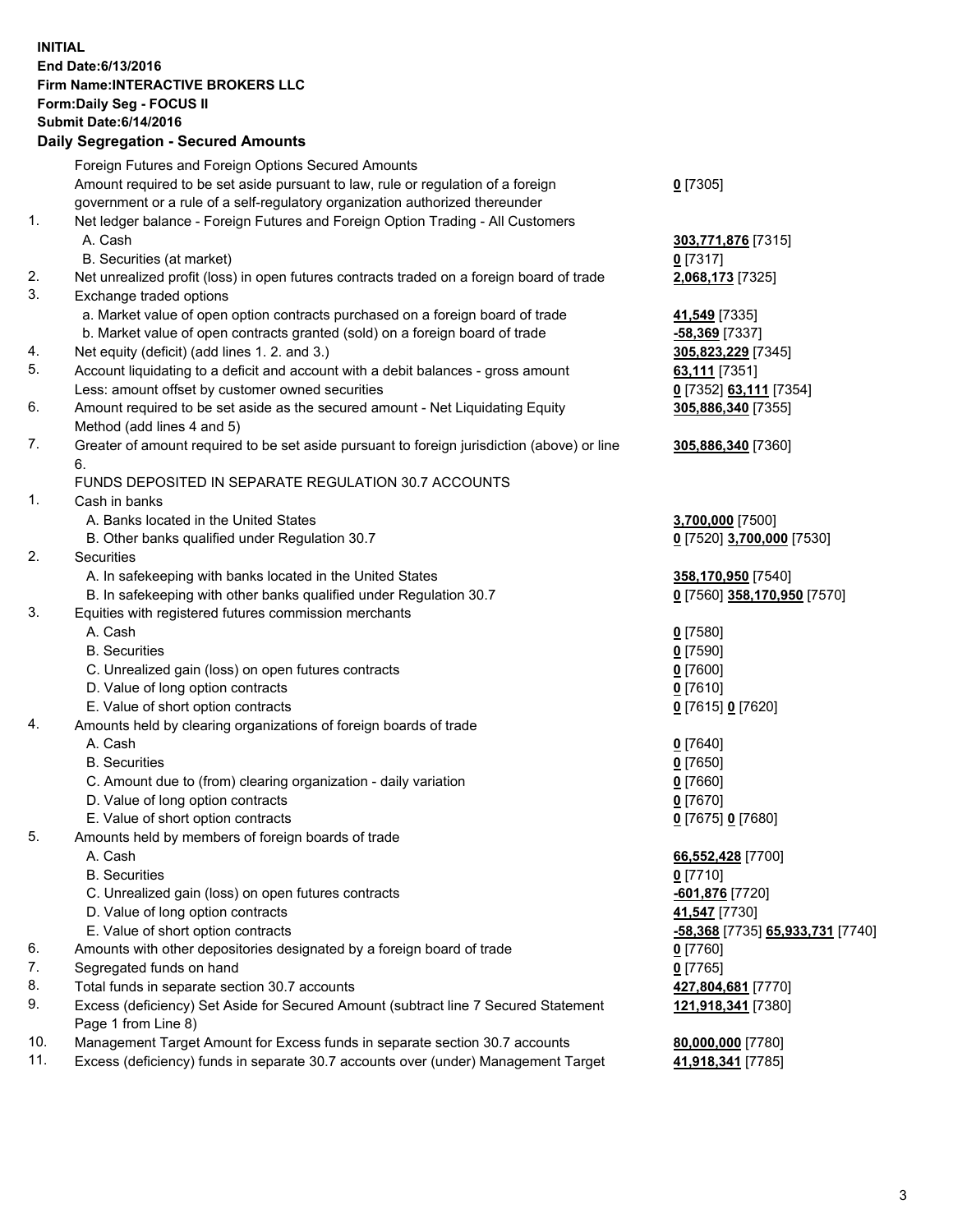**INITIAL**
**End Date:6/13/2016**
**Firm Name:INTERACTIVE BROKERS LLC**
**Form:Daily Seg - FOCUS II**
**Submit Date:6/14/2016**

## Daily Segregation - Secured Amounts

| | | |
|---|---|---|
| | Foreign Futures and Foreign Options Secured Amounts | |
| | Amount required to be set aside pursuant to law, rule or regulation of a foreign government or a rule of a self-regulatory organization authorized thereunder | **0** [7305] |
| 1. | Net ledger balance - Foreign Futures and Foreign Option Trading - All Customers | |
| | A. Cash | **303,771,876** [7315] |
| | B. Securities (at market) | **0** [7317] |
| 2. | Net unrealized profit (loss) in open futures contracts traded on a foreign board of trade | **2,068,173** [7325] |
| 3. | Exchange traded options | |
| | a. Market value of open option contracts purchased on a foreign board of trade | **41,549** [7335] |
| | b. Market value of open contracts granted (sold) on a foreign board of trade | **-58,369** [7337] |
| 4. | Net equity (deficit) (add lines 1. 2. and 3.) | **305,823,229** [7345] |
| 5. | Account liquidating to a deficit and account with a debit balances - gross amount | **63,111** [7351] |
| | Less: amount offset by customer owned securities | **0** [7352] **63,111** [7354] |
| 6. | Amount required to be set aside as the secured amount - Net Liquidating Equity Method (add lines 4 and 5) | **305,886,340** [7355] |
| 7. | Greater of amount required to be set aside pursuant to foreign jurisdiction (above) or line 6. | **305,886,340** [7360] |
| | FUNDS DEPOSITED IN SEPARATE REGULATION 30.7 ACCOUNTS | |
| 1. | Cash in banks | |
| | A. Banks located in the United States | **3,700,000** [7500] |
| | B. Other banks qualified under Regulation 30.7 | **0** [7520] **3,700,000** [7530] |
| 2. | Securities | |
| | A. In safekeeping with banks located in the United States | **358,170,950** [7540] |
| | B. In safekeeping with other banks qualified under Regulation 30.7 | **0** [7560] **358,170,950** [7570] |
| 3. | Equities with registered futures commission merchants | |
| | A. Cash | **0** [7580] |
| | B. Securities | **0** [7590] |
| | C. Unrealized gain (loss) on open futures contracts | **0** [7600] |
| | D. Value of long option contracts | **0** [7610] |
| | E. Value of short option contracts | **0** [7615] **0** [7620] |
| 4. | Amounts held by clearing organizations of foreign boards of trade | |
| | A. Cash | **0** [7640] |
| | B. Securities | **0** [7650] |
| | C. Amount due to (from) clearing organization - daily variation | **0** [7660] |
| | D. Value of long option contracts | **0** [7670] |
| | E. Value of short option contracts | **0** [7675] **0** [7680] |
| 5. | Amounts held by members of foreign boards of trade | |
| | A. Cash | **66,552,428** [7700] |
| | B. Securities | **0** [7710] |
| | C. Unrealized gain (loss) on open futures contracts | **-601,876** [7720] |
| | D. Value of long option contracts | **41,547** [7730] |
| | E. Value of short option contracts | **-58,368** [7735] **65,933,731** [7740] |
| 6. | Amounts with other depositories designated by a foreign board of trade | **0** [7760] |
| 7. | Segregated funds on hand | **0** [7765] |
| 8. | Total funds in separate section 30.7 accounts | **427,804,681** [7770] |
| 9. | Excess (deficiency) Set Aside for Secured Amount (subtract line 7 Secured Statement Page 1 from Line 8) | **121,918,341** [7380] |
| 10. | Management Target Amount for Excess funds in separate section 30.7 accounts | **80,000,000** [7780] |
| 11. | Excess (deficiency) funds in separate 30.7 accounts over (under) Management Target | **41,918,341** [7785] |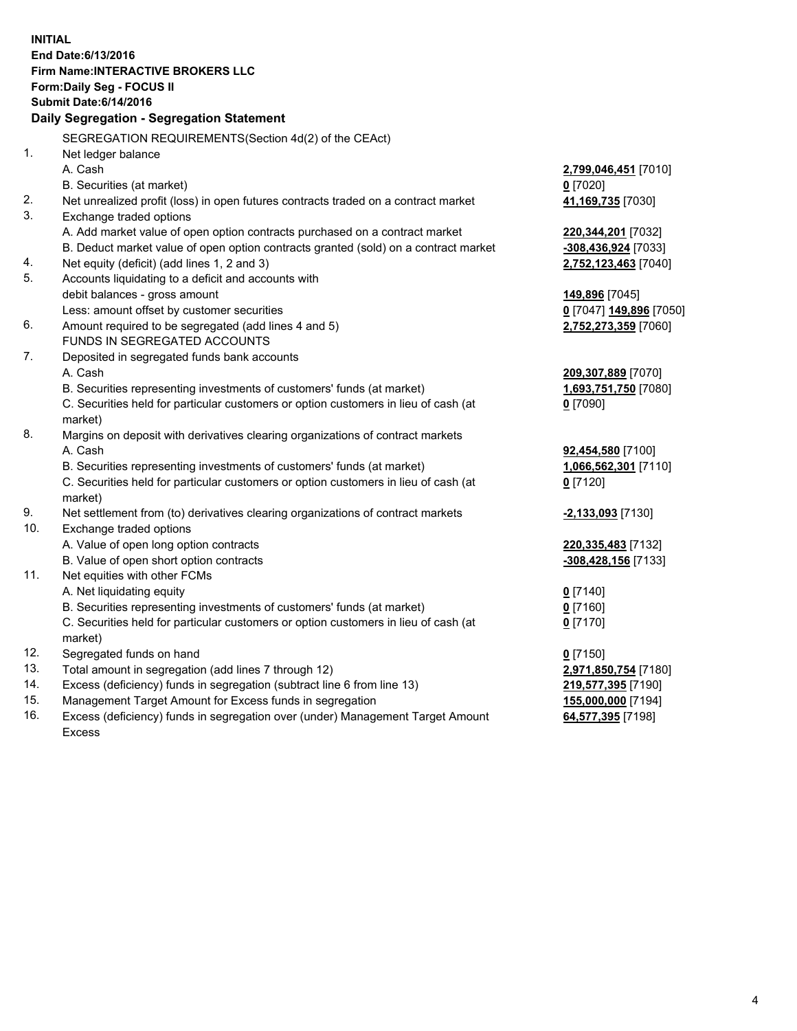**INITIAL**
**End Date:6/13/2016**
**Firm Name:INTERACTIVE BROKERS LLC**
**Form:Daily Seg - FOCUS II**
**Submit Date:6/14/2016**

### Daily Segregation - Segregation Statement

SEGREGATION REQUIREMENTS(Section 4d(2) of the CEAct)

| | | |
|---|---|---|
| 1. | Net ledger balance | |
| | A. Cash | **2,799,046,451** [7010] |
| | B. Securities (at market) | **0** [7020] |
| 2. | Net unrealized profit (loss) in open futures contracts traded on a contract market | **41,169,735** [7030] |
| 3. | Exchange traded options | |
| | A. Add market value of open option contracts purchased on a contract market | **220,344,201** [7032] |
| | B. Deduct market value of open option contracts granted (sold) on a contract market | **-308,436,924** [7033] |
| 4. | Net equity (deficit) (add lines 1, 2 and 3) | **2,752,123,463** [7040] |
| 5. | Accounts liquidating to a deficit and accounts with debit balances - gross amount | **149,896** [7045] |
| | Less: amount offset by customer securities | **0** [7047] **149,896** [7050] |
| 6. | Amount required to be segregated (add lines 4 and 5) | **2,752,273,359** [7060] |
| | FUNDS IN SEGREGATED ACCOUNTS | |
| 7. | Deposited in segregated funds bank accounts | |
| | A. Cash | **209,307,889** [7070] |
| | B. Securities representing investments of customers' funds (at market) | **1,693,751,750** [7080] |
| | C. Securities held for particular customers or option customers in lieu of cash (at market) | **0** [7090] |
| 8. | Margins on deposit with derivatives clearing organizations of contract markets | |
| | A. Cash | **92,454,580** [7100] |
| | B. Securities representing investments of customers' funds (at market) | **1,066,562,301** [7110] |
| | C. Securities held for particular customers or option customers in lieu of cash (at market) | **0** [7120] |
| 9. | Net settlement from (to) derivatives clearing organizations of contract markets | **-2,133,093** [7130] |
| 10. | Exchange traded options | |
| | A. Value of open long option contracts | **220,335,483** [7132] |
| | B. Value of open short option contracts | **-308,428,156** [7133] |
| 11. | Net equities with other FCMs | |
| | A. Net liquidating equity | **0** [7140] |
| | B. Securities representing investments of customers' funds (at market) | **0** [7160] |
| | C. Securities held for particular customers or option customers in lieu of cash (at market) | **0** [7170] |
| 12. | Segregated funds on hand | **0** [7150] |
| 13. | Total amount in segregation (add lines 7 through 12) | **2,971,850,754** [7180] |
| 14. | Excess (deficiency) funds in segregation (subtract line 6 from line 13) | **219,577,395** [7190] |
| 15. | Management Target Amount for Excess funds in segregation | **155,000,000** [7194] |
| 16. | Excess (deficiency) funds in segregation over (under) Management Target Amount Excess | **64,577,395** [7198] |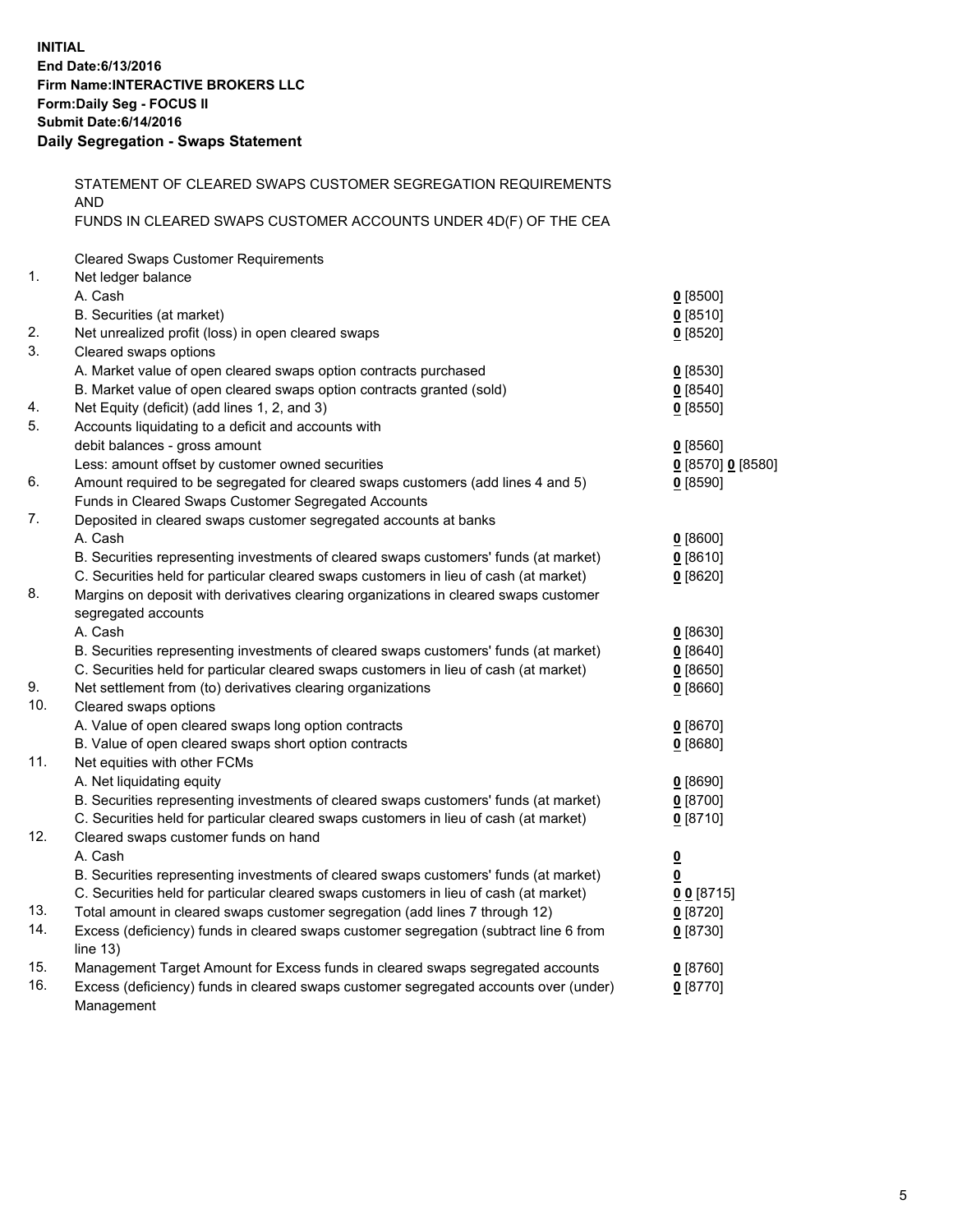**INITIAL**
**End Date:6/13/2016**
**Firm Name:INTERACTIVE BROKERS LLC**
**Form:Daily Seg - FOCUS II**
**Submit Date:6/14/2016**
**Daily Segregation - Swaps Statement**

STATEMENT OF CLEARED SWAPS CUSTOMER SEGREGATION REQUIREMENTS AND FUNDS IN CLEARED SWAPS CUSTOMER ACCOUNTS UNDER 4D(F) OF THE CEA

| | | |
|---|---|---|
| | Cleared Swaps Customer Requirements | |
| 1. | Net ledger balance | |
| | A. Cash | 0 [8500] |
| | B. Securities (at market) | 0 [8510] |
| 2. | Net unrealized profit (loss) in open cleared swaps | 0 [8520] |
| 3. | Cleared swaps options | |
| | A. Market value of open cleared swaps option contracts purchased | 0 [8530] |
| | B. Market value of open cleared swaps option contracts granted (sold) | 0 [8540] |
| 4. | Net Equity (deficit) (add lines 1, 2, and 3) | 0 [8550] |
| 5. | Accounts liquidating to a deficit and accounts with debit balances - gross amount | 0 [8560] |
| | Less: amount offset by customer owned securities | 0 [8570] 0 [8580] |
| 6. | Amount required to be segregated for cleared swaps customers (add lines 4 and 5) | 0 [8590] |
| | Funds in Cleared Swaps Customer Segregated Accounts | |
| 7. | Deposited in cleared swaps customer segregated accounts at banks | |
| | A. Cash | 0 [8600] |
| | B. Securities representing investments of cleared swaps customers' funds (at market) | 0 [8610] |
| | C. Securities held for particular cleared swaps customers in lieu of cash (at market) | 0 [8620] |
| 8. | Margins on deposit with derivatives clearing organizations in cleared swaps customer segregated accounts | |
| | A. Cash | 0 [8630] |
| | B. Securities representing investments of cleared swaps customers' funds (at market) | 0 [8640] |
| | C. Securities held for particular cleared swaps customers in lieu of cash (at market) | 0 [8650] |
| 9. | Net settlement from (to) derivatives clearing organizations | 0 [8660] |
| 10. | Cleared swaps options | |
| | A. Value of open cleared swaps long option contracts | 0 [8670] |
| | B. Value of open cleared swaps short option contracts | 0 [8680] |
| 11. | Net equities with other FCMs | |
| | A. Net liquidating equity | 0 [8690] |
| | B. Securities representing investments of cleared swaps customers' funds (at market) | 0 [8700] |
| | C. Securities held for particular cleared swaps customers in lieu of cash (at market) | 0 [8710] |
| 12. | Cleared swaps customer funds on hand | |
| | A. Cash | 0 |
| | B. Securities representing investments of cleared swaps customers' funds (at market) | 0 |
| | C. Securities held for particular cleared swaps customers in lieu of cash (at market) | 0 0 [8715] |
| 13. | Total amount in cleared swaps customer segregation (add lines 7 through 12) | 0 [8720] |
| 14. | Excess (deficiency) funds in cleared swaps customer segregation (subtract line 6 from line 13) | 0 [8730] |
| 15. | Management Target Amount for Excess funds in cleared swaps segregated accounts | 0 [8760] |
| 16. | Excess (deficiency) funds in cleared swaps customer segregated accounts over (under) Management | 0 [8770] |